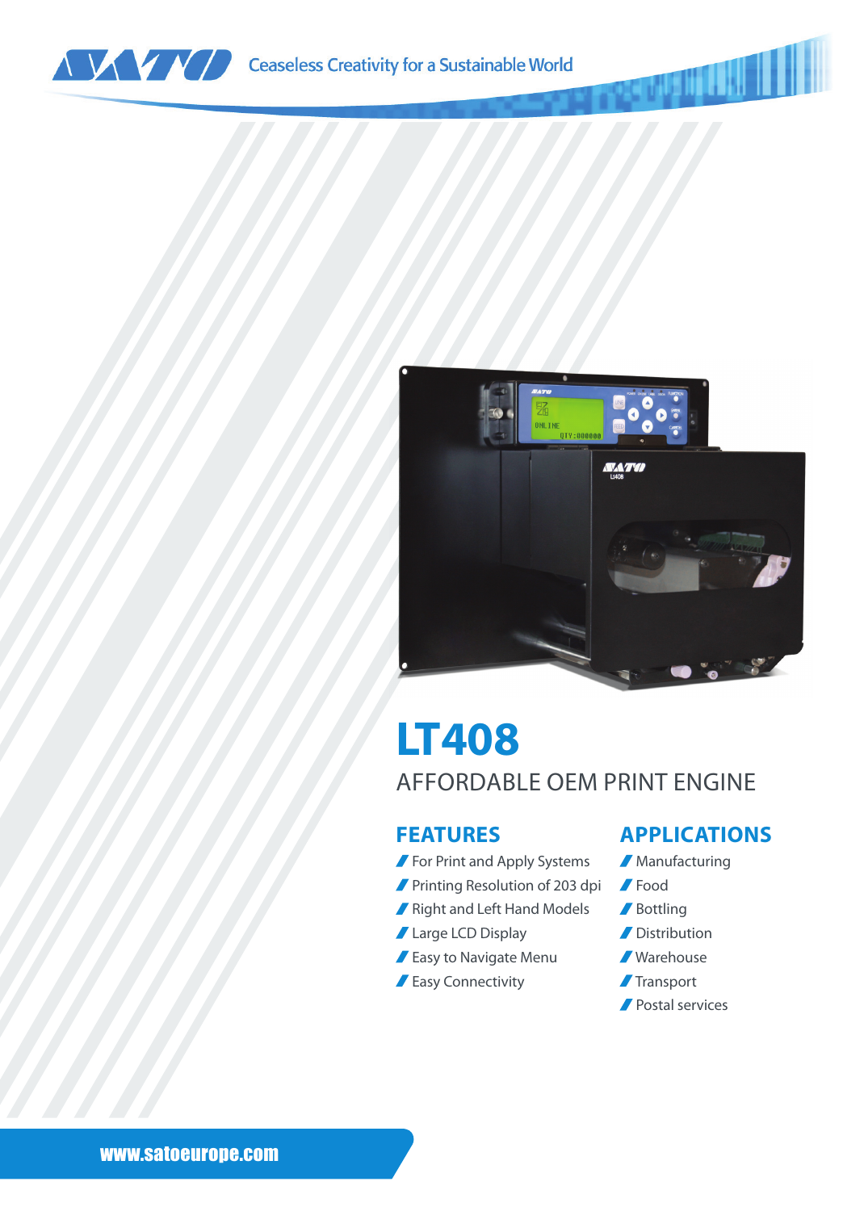Ceaseless Creativity for a Sustainable World

# LT408

## AFFORDABLE OEM PRINT ENGINE

### FEATURES

- For Print and Apply Systems
- Printing Resolution of 203 dpi
- Right and Left Hand Models
- Large LCD Display
- Easy to Navigate Menu
- Easy Connectivity

### APPLICATIONS

- Manufacturing
- Food
- Bottling
- Distribution
- Warehouse
- Transport
- Postal services

www.satoeurope.com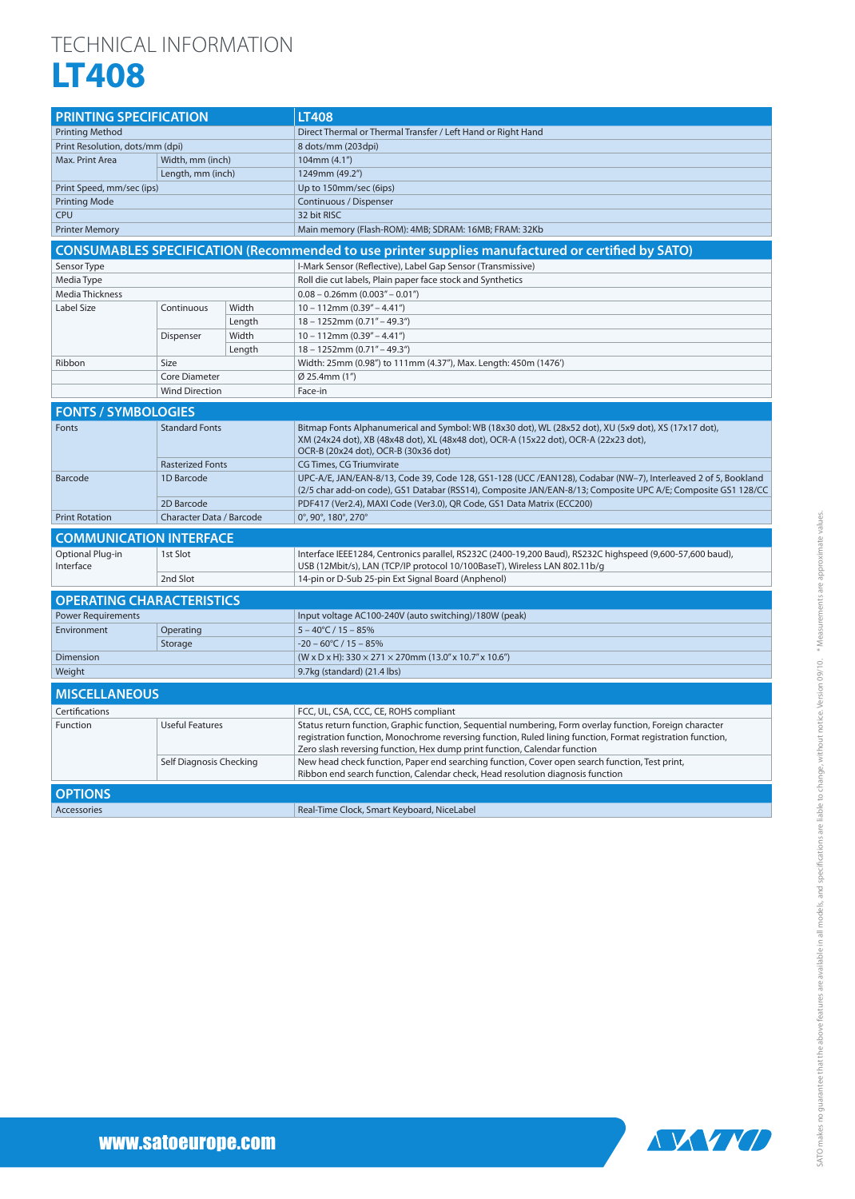# TECHNICAL INFORMATION

# LT408

| PRINTING SPECIFICATION | | | LT408 |
|---|---|---|---|
| Printing Method | | | Direct Thermal or Thermal Transfer / Left Hand or Right Hand |
| Print Resolution, dots/mm (dpi) | | | 8 dots/mm (203dpi) |
| Max. Print Area | Width, mm (inch) | | 104mm (4.1") |
| | Length, mm (inch) | | 1249mm (49.2") |
| Print Speed, mm/sec (ips) | | | Up to 150mm/sec (6ips) |
| Printing Mode | | | Continuous / Dispenser |
| CPU | | | 32 bit RISC |
| Printer Memory | | | Main memory (Flash-ROM): 4MB; SDRAM: 16MB; FRAM: 32Kb |
| **CONSUMABLES SPECIFICATION (Recommended to use printer supplies manufactured or certified by SATO)** | | | |
| Sensor Type | | | I-Mark Sensor (Reflective), Label Gap Sensor (Transmissive) |
| Media Type | | | Roll die cut labels, Plain paper face stock and Synthetics |
| Media Thickness | | | 0.08 – 0.26mm (0.003" – 0.01") |
| Label Size | Continuous | Width | 10 – 112mm (0.39" – 4.41") |
| | | Length | 18 – 1252mm (0.71" – 49.3") |
| | Dispenser | Width | 10 – 112mm (0.39" – 4.41") |
| | | Length | 18 – 1252mm (0.71" – 49.3") |
| Ribbon | Size | | Width: 25mm (0.98") to 111mm (4.37"), Max. Length: 450m (1476') |
| | Core Diameter | | Ø 25.4mm (1") |
| | Wind Direction | | Face-in |
| **FONTS / SYMBOLOGIES** | | | |
| Fonts | Standard Fonts | | Bitmap Fonts Alphanumerical and Symbol: WB (18x30 dot), WL (28x52 dot), XU (5x9 dot), XS (17x17 dot), XM (24x24 dot), XB (48x48 dot), XL (48x48 dot), OCR-A (15x22 dot), OCR-A (22x23 dot), OCR-B (20x24 dot), OCR-B (30x36 dot) |
| | Rasterized Fonts | | CG Times, CG Triumvirate |
| Barcode | 1D Barcode | | UPC-A/E, JAN/EAN-8/13, Code 39, Code 128, GS1-128 (UCC /EAN128), Codabar (NW-7), Interleaved 2 of 5, Bookland (2/5 char add-on code), GS1 Databar (RSS14), Composite JAN/EAN-8/13; Composite UPC A/E; Composite GS1 128/CC |
| | 2D Barcode | | PDF417 (Ver2.4), MAXI Code (Ver3.0), QR Code, GS1 Data Matrix (ECC200) |
| Print Rotation | Character Data / Barcode | | 0°, 90°, 180°, 270° |
| **COMMUNICATION INTERFACE** | | | |
| Optional Plug-in Interface | 1st Slot | | Interface IEEE1284, Centronics parallel, RS232C (2400-19,200 Baud), RS232C highspeed (9,600-57,600 baud), USB (12Mbit/s), LAN (TCP/IP protocol 10/100BaseT), Wireless LAN 802.11b/g |
| | 2nd Slot | | 14-pin or D-Sub 25-pin Ext Signal Board (Anphenol) |
| **OPERATING CHARACTERISTICS** | | | |
| Power Requirements | | | Input voltage AC100-240V (auto switching)/180W (peak) |
| Environment | Operating | | 5 – 40°C / 15 – 85% |
| | Storage | | -20 – 60°C / 15 – 85% |
| Dimension | | | (W x D x H): 330 x 271 x 270mm (13.0" x 10.7" x 10.6") |
| Weight | | | 9.7kg (standard) (21.4 lbs) |
| **MISCELLANEOUS** | | | |
| Certifications | | | FCC, UL, CSA, CCC, CE, ROHS compliant |
| Function | Useful Features | | Status return function, Graphic function, Sequential numbering, Form overlay function, Foreign character registration function, Monochrome reversing function, Ruled lining function, Format registration function, Zero slash reversing function, Hex dump print function, Calendar function |
| | Self Diagnosis Checking | | New head check function, Paper end searching function, Cover open search function, Test print, Ribbon end search function, Calendar check, Head resolution diagnosis function |
| **OPTIONS** | | | |
| Accessories | | | Real-Time Clock, Smart Keyboard, NiceLabel |

www.satoeurope.com

SATO

SATO makes no guarantee that the above features are available in all models, and specifications are liable to change, without notice. Version 09/10. * Measurements are approximate values.